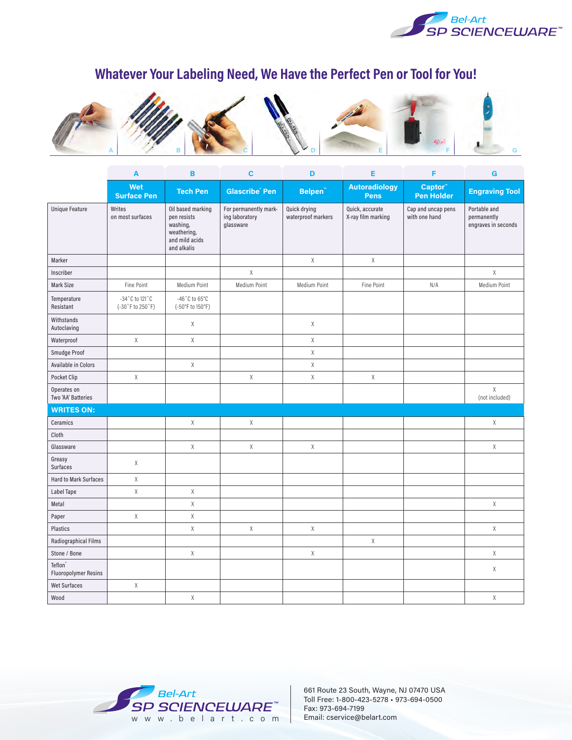# Whatever Your Labeling Need, We Have the Perfect Pen or Tool for You!

| | A | B | C | D | E | F | G |
|---|---|---|---|---|---|---|---|
| | **Wet Surface Pen** | **Tech Pen** | **Glascribe® Pen** | **Belpen™** | **Autoradiology Pens** | **Captor™ Pen Holder** | **Engraving Tool** |
| Unique Feature | Writes on most surfaces | Oil based marking pen resists washing, weathering, and mild acids and alkalis | For permanently marking laboratory glassware | Quick drying waterproof markers | Quick, accurate X-ray film marking | Cap and uncap pens with one hand | Portable and permanently engraves in seconds |
| Marker | | | | X | X | | |
| Inscriber | | | X | | | | X |
| Mark Size | Fine Point | Medium Point | Medium Point | Medium Point | Fine Point | N/A | Medium Point |
| Temperature Resistant | -34˚C to 121˚C (-30˚F to 250˚F) | -46˚C to 65˚C (-50°F to 150°F) | | | | | |
| Withstands Autoclaving | | X | | X | | | |
| Waterproof | X | X | | X | | | |
| Smudge Proof | | | | X | | | |
| Available in Colors | | X | | X | | | |
| Pocket Clip | X | | X | X | X | | |
| Operates on Two 'AA' Batteries | | | | | | | X (not included) |
| **WRITES ON:** | | | | | | | |
| Ceramics | | X | X | | | | X |
| Cloth | | | | | | | |
| Glassware | | X | X | X | | | X |
| Greasy Surfaces | X | | | | | | |
| Hard to Mark Surfaces | X | | | | | | |
| Label Tape | X | X | | | | | |
| Metal | | X | | | | | X |
| Paper | X | X | | | | | |
| Plastics | | X | X | X | | | X |
| Radiographical Films | | | | | X | | |
| Stone / Bone | | X | | X | | | X |
| Teflon® Fluoropolymer Resins | | | | | | | X |
| Wet Surfaces | X | | | | | | |
| Wood | | X | | | | | X |

Bel-Art SP SCIENCEWARE™
www.belart.com

661 Route 23 South, Wayne, NJ 07470 USA
Toll Free: 1-800-423-5278 • 973-694-0500
Fax: 973-694-7199
Email: cservice@belart.com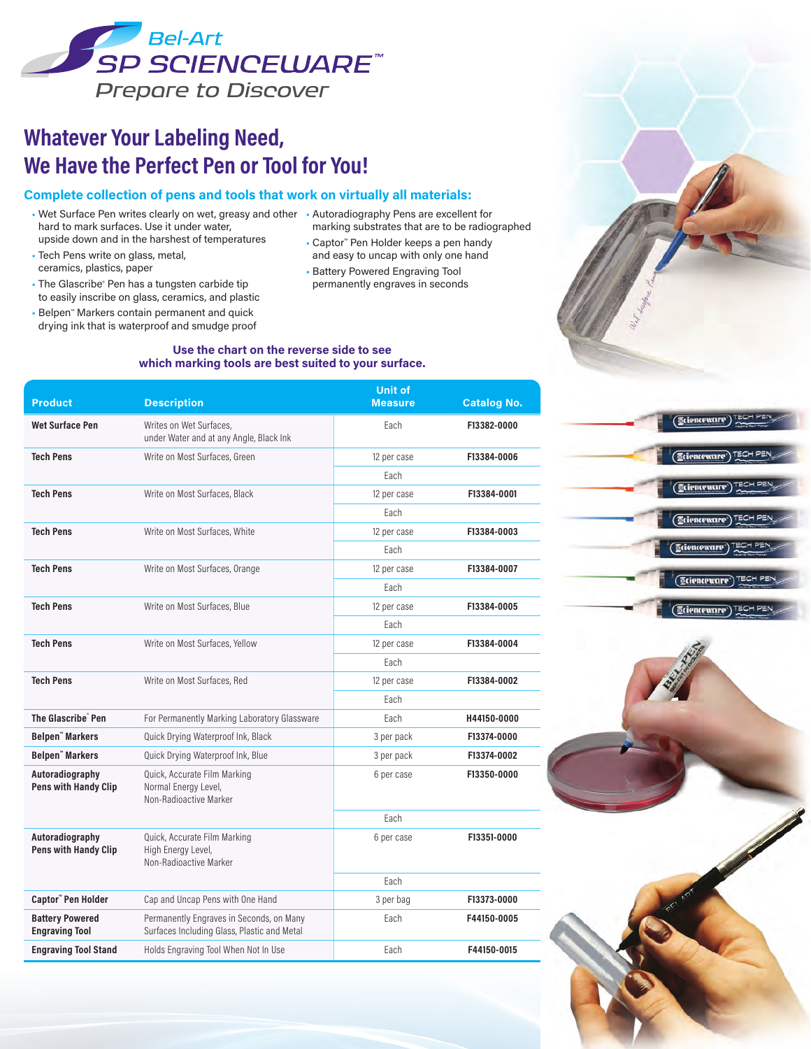Bel-Art

SP SCIENCEWARE™

*Prepare to Discover*

# Whatever Your Labeling Need, We Have the Perfect Pen or Tool for You!

## Complete collection of pens and tools that work on virtually all materials:

- Wet Surface Pen writes clearly on wet, greasy and other hard to mark surfaces. Use it under water, upside down and in the harshest of temperatures
- Tech Pens write on glass, metal, ceramics, plastics, paper
- The Glascribe® Pen has a tungsten carbide tip to easily inscribe on glass, ceramics, and plastic
- Belpen™ Markers contain permanent and quick drying ink that is waterproof and smudge proof
- Autoradiography Pens are excellent for marking substrates that are to be radiographed
- Captor™ Pen Holder keeps a pen handy and easy to uncap with only one hand
- Battery Powered Engraving Tool permanently engraves in seconds

**Use the chart on the reverse side to see which marking tools are best suited to your surface.**

| Product | Description | Unit of Measure | Catalog No. |
|---|---|---|---|
| **Wet Surface Pen** | Writes on Wet Surfaces, under Water and at any Angle, Black Ink | Each | **F13382-0000** |
| **Tech Pens** | Write on Most Surfaces, Green | 12 per case | **F13384-0006** |
| | | Each | |
| **Tech Pens** | Write on Most Surfaces, Black | 12 per case | **F13384-0001** |
| | | Each | |
| **Tech Pens** | Write on Most Surfaces, White | 12 per case | **F13384-0003** |
| | | Each | |
| **Tech Pens** | Write on Most Surfaces, Orange | 12 per case | **F13384-0007** |
| | | Each | |
| **Tech Pens** | Write on Most Surfaces, Blue | 12 per case | **F13384-0005** |
| | | Each | |
| **Tech Pens** | Write on Most Surfaces, Yellow | 12 per case | **F13384-0004** |
| | | Each | |
| **Tech Pens** | Write on Most Surfaces, Red | 12 per case | **F13384-0002** |
| | | Each | |
| **The Glascribe® Pen** | For Permanently Marking Laboratory Glassware | Each | **H44150-0000** |
| **Belpen™ Markers** | Quick Drying Waterproof Ink, Black | 3 per pack | **F13374-0000** |
| **Belpen™ Markers** | Quick Drying Waterproof Ink, Blue | 3 per pack | **F13374-0002** |
| **Autoradiography Pens with Handy Clip** | Quick, Accurate Film Marking Normal Energy Level, Non-Radioactive Marker | 6 per case | **F13350-0000** |
| | | Each | |
| **Autoradiography Pens with Handy Clip** | Quick, Accurate Film Marking High Energy Level, Non-Radioactive Marker | 6 per case | **F13351-0000** |
| | | Each | |
| **Captor™ Pen Holder** | Cap and Uncap Pens with One Hand | 3 per bag | **F13373-0000** |
| **Battery Powered Engraving Tool** | Permanently Engraves in Seconds, on Many Surfaces Including Glass, Plastic and Metal | Each | **F44150-0005** |
| **Engraving Tool Stand** | Holds Engraving Tool When Not In Use | Each | **F44150-0015** |